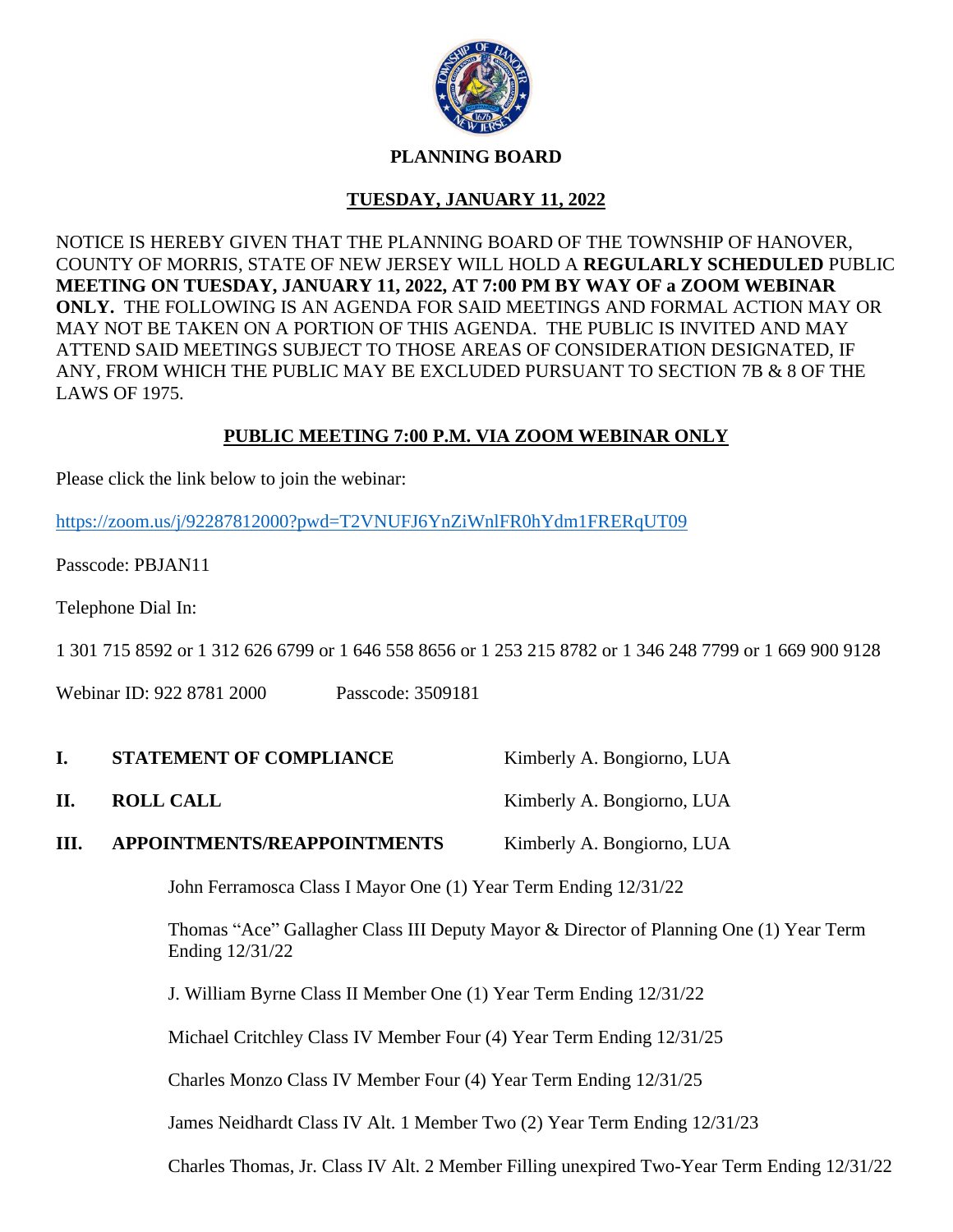# PLANNING BOARD

## TUESDAY, JANUARY 11, 2022

NOTICE IS HEREBY GIVEN THAT THE PLANNING BOARD OF THE TOWNSHIP OF HANOVER, COUNTY OF MORRIS, STATE OF NEW JERSEY WILL HOLD A **REGULARLY SCHEDULED** PUBLIC **MEETING ON TUESDAY, JANUARY 11, 2022, AT 7:00 PM BY WAY OF a ZOOM WEBINAR ONLY.** THE FOLLOWING IS AN AGENDA FOR SAID MEETINGS AND FORMAL ACTION MAY OR MAY NOT BE TAKEN ON A PORTION OF THIS AGENDA. THE PUBLIC IS INVITED AND MAY ATTEND SAID MEETINGS SUBJECT TO THOSE AREAS OF CONSIDERATION DESIGNATED, IF ANY, FROM WHICH THE PUBLIC MAY BE EXCLUDED PURSUANT TO SECTION 7B & 8 OF THE LAWS OF 1975.

## PUBLIC MEETING 7:00 P.M. VIA ZOOM WEBINAR ONLY

Please click the link below to join the webinar:

https://zoom.us/j/92287812000?pwd=T2VNUFJ6YnZiWnlFR0hYdm1FRERqUT09

Passcode: PBJAN11

Telephone Dial In:

1 301 715 8592 or 1 312 626 6799 or 1 646 558 8656 or 1 253 215 8782 or 1 346 248 7799 or 1 669 900 9128

Webinar ID: 922 8781 2000     Passcode: 3509181

**I. STATEMENT OF COMPLIANCE** — Kimberly A. Bongiorno, LUA

**II. ROLL CALL** — Kimberly A. Bongiorno, LUA

**III. APPOINTMENTS/REAPPOINTMENTS** — Kimberly A. Bongiorno, LUA

John Ferramosca Class I Mayor One (1) Year Term Ending 12/31/22

Thomas "Ace" Gallagher Class III Deputy Mayor & Director of Planning One (1) Year Term Ending 12/31/22

J. William Byrne Class II Member One (1) Year Term Ending 12/31/22

Michael Critchley Class IV Member Four (4) Year Term Ending 12/31/25

Charles Monzo Class IV Member Four (4) Year Term Ending 12/31/25

James Neidhardt Class IV Alt. 1 Member Two (2) Year Term Ending 12/31/23

Charles Thomas, Jr. Class IV Alt. 2 Member Filling unexpired Two-Year Term Ending 12/31/22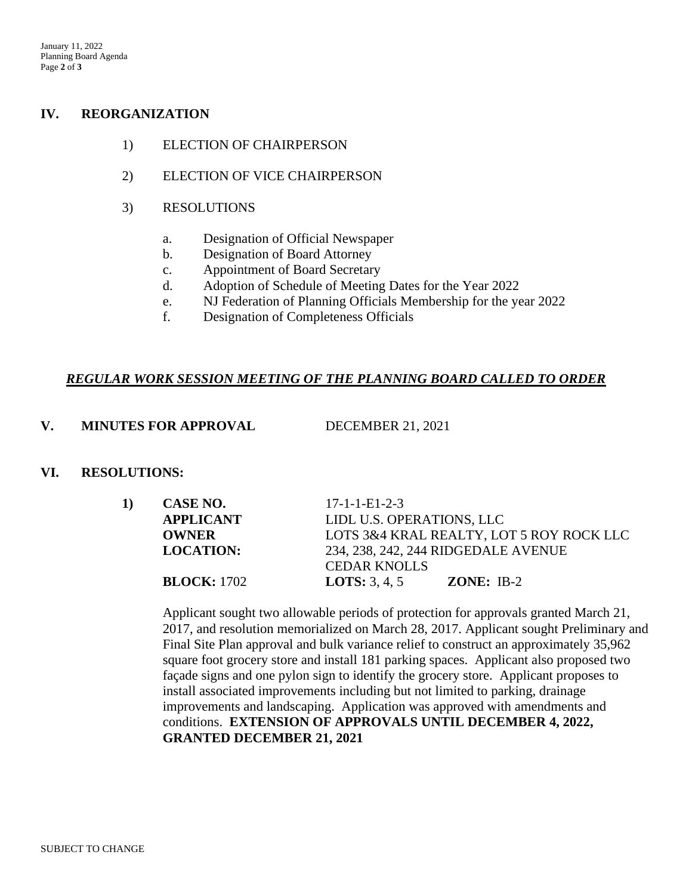## IV. REORGANIZATION

1) ELECTION OF CHAIRPERSON

2) ELECTION OF VICE CHAIRPERSON

3) RESOLUTIONS

   a. Designation of Official Newspaper
   b. Designation of Board Attorney
   c. Appointment of Board Secretary
   d. Adoption of Schedule of Meeting Dates for the Year 2022
   e. NJ Federation of Planning Officials Membership for the year 2022
   f. Designation of Completeness Officials

***REGULAR WORK SESSION MEETING OF THE PLANNING BOARD CALLED TO ORDER***

## V. MINUTES FOR APPROVAL DECEMBER 21, 2021

## VI. RESOLUTIONS:

**1)**

| | |
|---|---|
| **CASE NO.** | 17-1-1-E1-2-3 |
| **APPLICANT** | LIDL U.S. OPERATIONS, LLC |
| **OWNER** | LOTS 3&4 KRAL REALTY, LOT 5 ROY ROCK LLC |
| **LOCATION:** | 234, 238, 242, 244 RIDGEDALE AVENUE CEDAR KNOLLS |
| **BLOCK:** 1702 | **LOTS:** 3, 4, 5 **ZONE:** IB-2 |

Applicant sought two allowable periods of protection for approvals granted March 21, 2017, and resolution memorialized on March 28, 2017. Applicant sought Preliminary and Final Site Plan approval and bulk variance relief to construct an approximately 35,962 square foot grocery store and install 181 parking spaces. Applicant also proposed two façade signs and one pylon sign to identify the grocery store. Applicant proposes to install associated improvements including but not limited to parking, drainage improvements and landscaping. Application was approved with amendments and conditions. **EXTENSION OF APPROVALS UNTIL DECEMBER 4, 2022, GRANTED DECEMBER 21, 2021**

SUBJECT TO CHANGE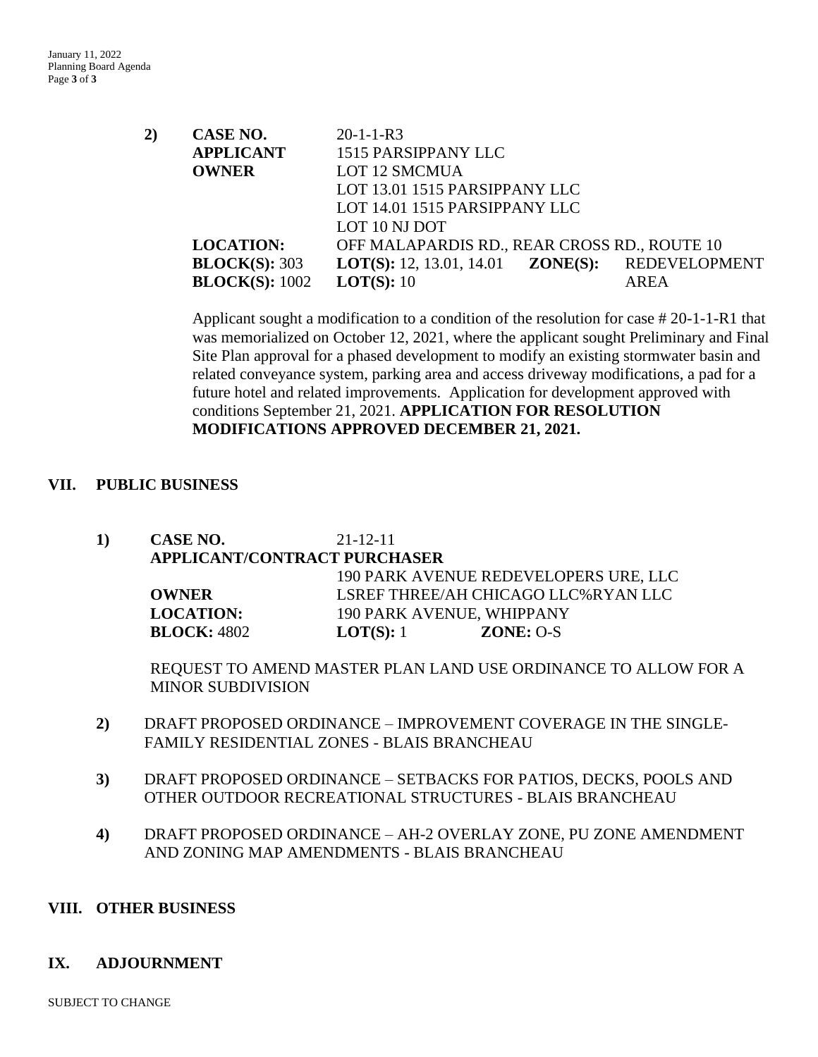**2)** **CASE NO.** 20-1-1-R3
**APPLICANT** 1515 PARSIPPANY LLC
**OWNER** LOT 12 SMCMUA
LOT 13.01 1515 PARSIPPANY LLC
LOT 14.01 1515 PARSIPPANY LLC
LOT 10 NJ DOT
**LOCATION:** OFF MALAPARDIS RD., REAR CROSS RD., ROUTE 10
**BLOCK(S):** 303 **LOT(S):** 12, 13.01, 14.01 **ZONE(S):** REDEVELOPMENT AREA
**BLOCK(S):** 1002 **LOT(S):** 10

Applicant sought a modification to a condition of the resolution for case # 20-1-1-R1 that was memorialized on October 12, 2021, where the applicant sought Preliminary and Final Site Plan approval for a phased development to modify an existing stormwater basin and related conveyance system, parking area and access driveway modifications, a pad for a future hotel and related improvements. Application for development approved with conditions September 21, 2021. **APPLICATION FOR RESOLUTION MODIFICATIONS APPROVED DECEMBER 21, 2021.**

## VII. PUBLIC BUSINESS

**1)** **CASE NO.** 21-12-11
**APPLICANT/CONTRACT PURCHASER**
190 PARK AVENUE REDEVELOPERS URE, LLC
**OWNER** LSREF THREE/AH CHICAGO LLC%RYAN LLC
**LOCATION:** 190 PARK AVENUE, WHIPPANY
**BLOCK:** 4802 **LOT(S):** 1 **ZONE:** O-S

REQUEST TO AMEND MASTER PLAN LAND USE ORDINANCE TO ALLOW FOR A MINOR SUBDIVISION

**2)** DRAFT PROPOSED ORDINANCE – IMPROVEMENT COVERAGE IN THE SINGLE-FAMILY RESIDENTIAL ZONES - BLAIS BRANCHEAU

**3)** DRAFT PROPOSED ORDINANCE – SETBACKS FOR PATIOS, DECKS, POOLS AND OTHER OUTDOOR RECREATIONAL STRUCTURES - BLAIS BRANCHEAU

**4)** DRAFT PROPOSED ORDINANCE – AH-2 OVERLAY ZONE, PU ZONE AMENDMENT AND ZONING MAP AMENDMENTS - BLAIS BRANCHEAU

## VIII. OTHER BUSINESS

## IX. ADJOURNMENT

SUBJECT TO CHANGE